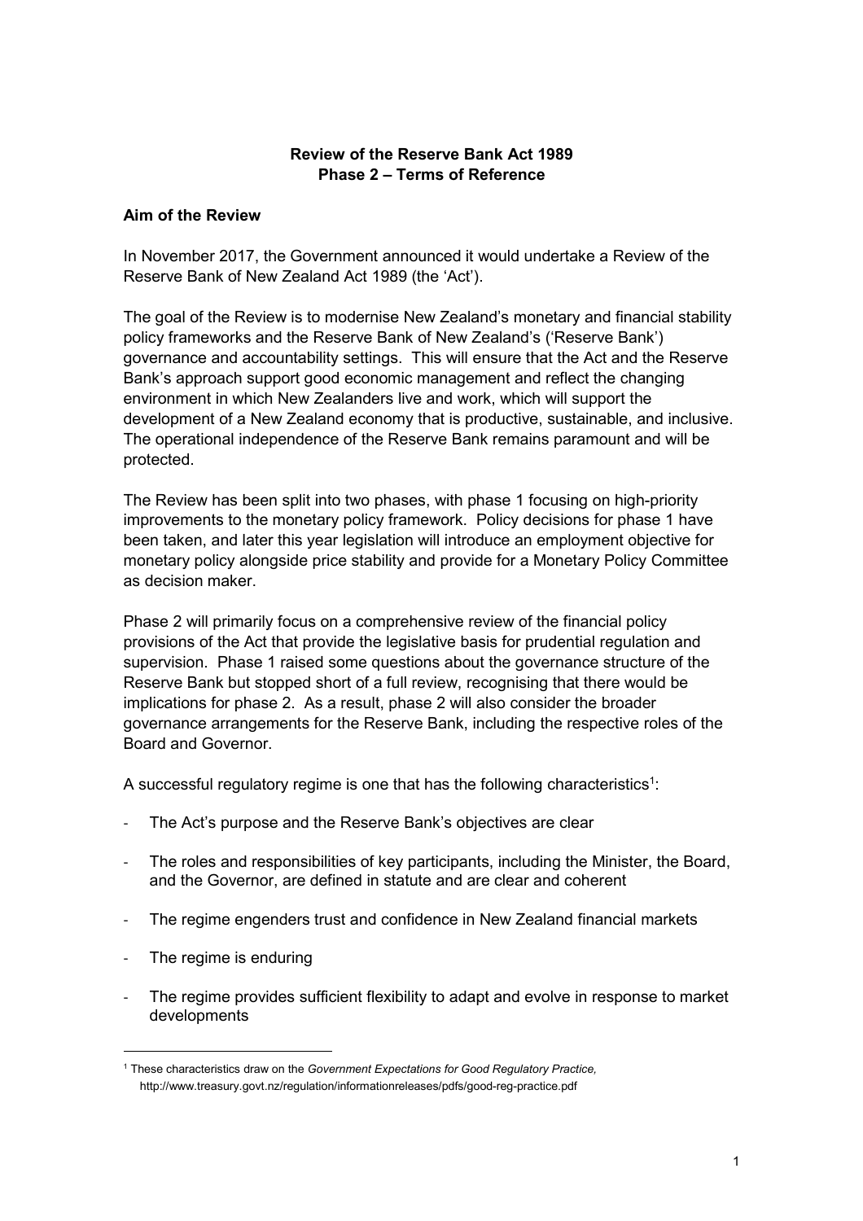# Review of the Reserve Bank Act 1989
## Phase 2 – Terms of Reference

### Aim of the Review

In November 2017, the Government announced it would undertake a Review of the Reserve Bank of New Zealand Act 1989 (the 'Act').

The goal of the Review is to modernise New Zealand's monetary and financial stability policy frameworks and the Reserve Bank of New Zealand's ('Reserve Bank') governance and accountability settings. This will ensure that the Act and the Reserve Bank's approach support good economic management and reflect the changing environment in which New Zealanders live and work, which will support the development of a New Zealand economy that is productive, sustainable, and inclusive. The operational independence of the Reserve Bank remains paramount and will be protected.

The Review has been split into two phases, with phase 1 focusing on high-priority improvements to the monetary policy framework. Policy decisions for phase 1 have been taken, and later this year legislation will introduce an employment objective for monetary policy alongside price stability and provide for a Monetary Policy Committee as decision maker.

Phase 2 will primarily focus on a comprehensive review of the financial policy provisions of the Act that provide the legislative basis for prudential regulation and supervision. Phase 1 raised some questions about the governance structure of the Reserve Bank but stopped short of a full review, recognising that there would be implications for phase 2. As a result, phase 2 will also consider the broader governance arrangements for the Reserve Bank, including the respective roles of the Board and Governor.

A successful regulatory regime is one that has the following characteristics[1]:

- The Act's purpose and the Reserve Bank's objectives are clear
- The roles and responsibilities of key participants, including the Minister, the Board, and the Governor, are defined in statute and are clear and coherent
- The regime engenders trust and confidence in New Zealand financial markets
- The regime is enduring
- The regime provides sufficient flexibility to adapt and evolve in response to market developments

[1] These characteristics draw on the *Government Expectations for Good Regulatory Practice,* http://www.treasury.govt.nz/regulation/informationreleases/pdfs/good-reg-practice.pdf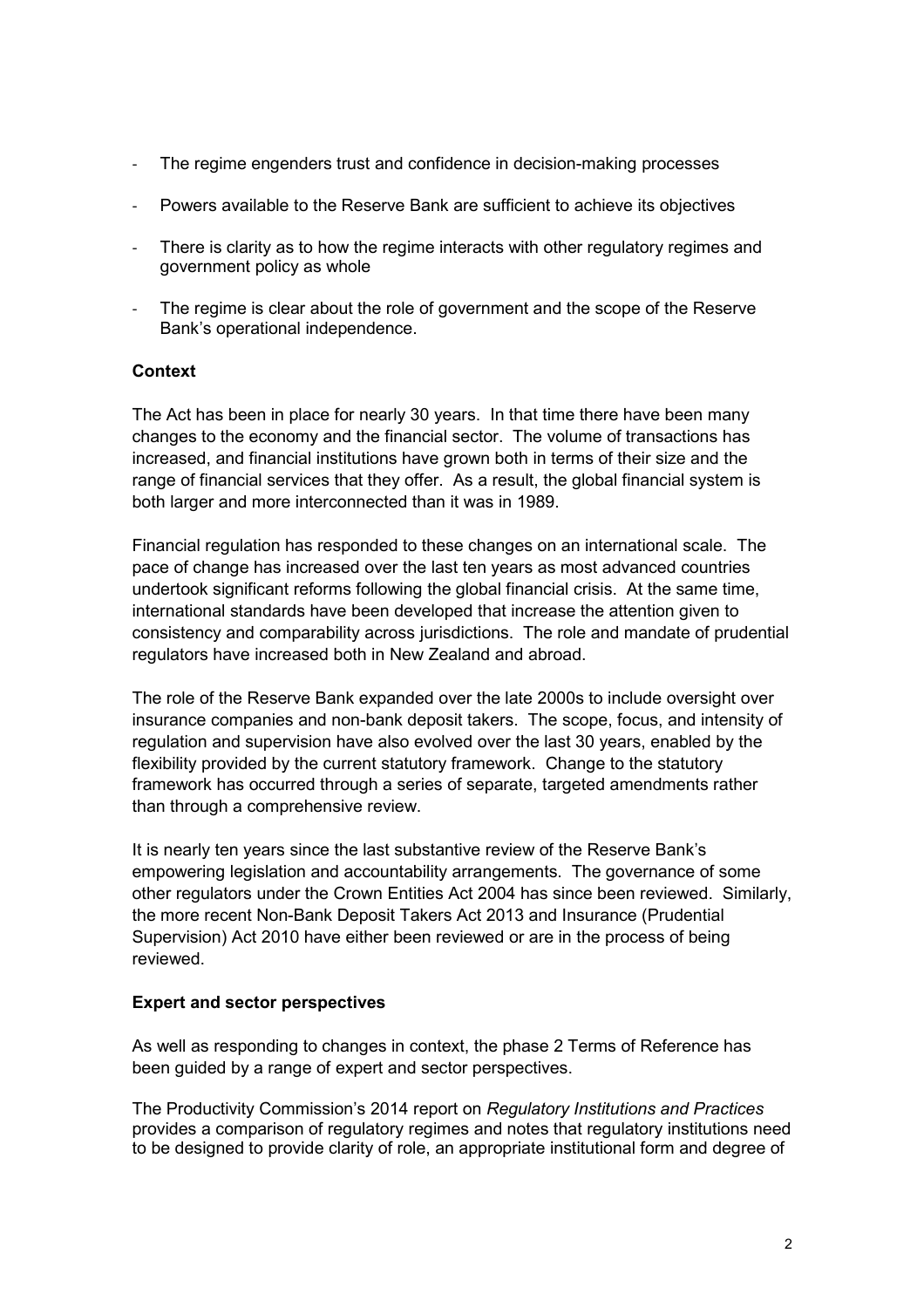- The regime engenders trust and confidence in decision-making processes
- Powers available to the Reserve Bank are sufficient to achieve its objectives
- There is clarity as to how the regime interacts with other regulatory regimes and government policy as whole
- The regime is clear about the role of government and the scope of the Reserve Bank's operational independence.

**Context**

The Act has been in place for nearly 30 years. In that time there have been many changes to the economy and the financial sector. The volume of transactions has increased, and financial institutions have grown both in terms of their size and the range of financial services that they offer. As a result, the global financial system is both larger and more interconnected than it was in 1989.

Financial regulation has responded to these changes on an international scale. The pace of change has increased over the last ten years as most advanced countries undertook significant reforms following the global financial crisis. At the same time, international standards have been developed that increase the attention given to consistency and comparability across jurisdictions. The role and mandate of prudential regulators have increased both in New Zealand and abroad.

The role of the Reserve Bank expanded over the late 2000s to include oversight over insurance companies and non-bank deposit takers. The scope, focus, and intensity of regulation and supervision have also evolved over the last 30 years, enabled by the flexibility provided by the current statutory framework. Change to the statutory framework has occurred through a series of separate, targeted amendments rather than through a comprehensive review.

It is nearly ten years since the last substantive review of the Reserve Bank's empowering legislation and accountability arrangements. The governance of some other regulators under the Crown Entities Act 2004 has since been reviewed. Similarly, the more recent Non-Bank Deposit Takers Act 2013 and Insurance (Prudential Supervision) Act 2010 have either been reviewed or are in the process of being reviewed.

**Expert and sector perspectives**

As well as responding to changes in context, the phase 2 Terms of Reference has been guided by a range of expert and sector perspectives.

The Productivity Commission's 2014 report on *Regulatory Institutions and Practices* provides a comparison of regulatory regimes and notes that regulatory institutions need to be designed to provide clarity of role, an appropriate institutional form and degree of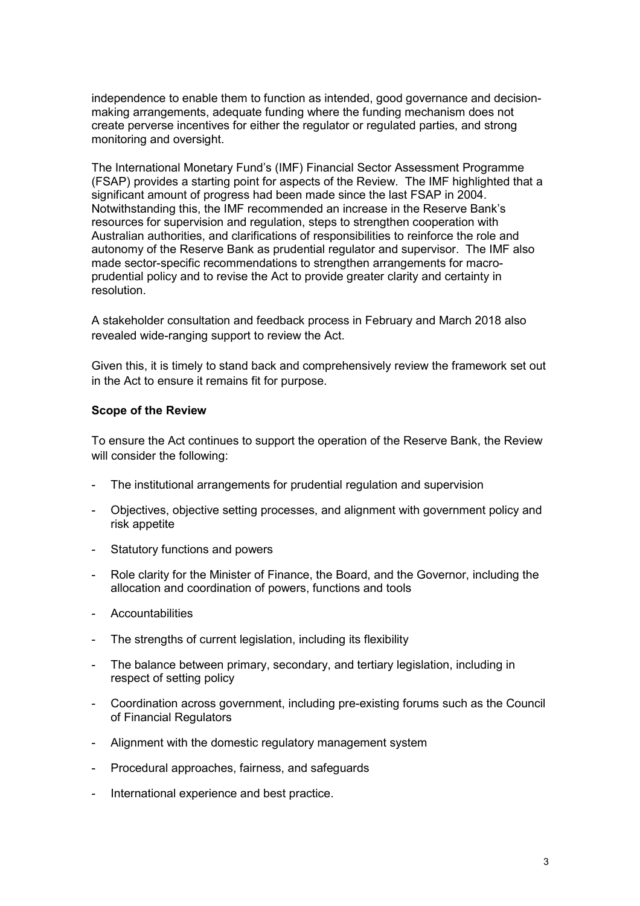independence to enable them to function as intended, good governance and decision-making arrangements, adequate funding where the funding mechanism does not create perverse incentives for either the regulator or regulated parties, and strong monitoring and oversight.

The International Monetary Fund's (IMF) Financial Sector Assessment Programme (FSAP) provides a starting point for aspects of the Review. The IMF highlighted that a significant amount of progress had been made since the last FSAP in 2004. Notwithstanding this, the IMF recommended an increase in the Reserve Bank's resources for supervision and regulation, steps to strengthen cooperation with Australian authorities, and clarifications of responsibilities to reinforce the role and autonomy of the Reserve Bank as prudential regulator and supervisor. The IMF also made sector-specific recommendations to strengthen arrangements for macro-prudential policy and to revise the Act to provide greater clarity and certainty in resolution.

A stakeholder consultation and feedback process in February and March 2018 also revealed wide-ranging support to review the Act.

Given this, it is timely to stand back and comprehensively review the framework set out in the Act to ensure it remains fit for purpose.

**Scope of the Review**

To ensure the Act continues to support the operation of the Reserve Bank, the Review will consider the following:

- The institutional arrangements for prudential regulation and supervision
- Objectives, objective setting processes, and alignment with government policy and risk appetite
- Statutory functions and powers
- Role clarity for the Minister of Finance, the Board, and the Governor, including the allocation and coordination of powers, functions and tools
- Accountabilities
- The strengths of current legislation, including its flexibility
- The balance between primary, secondary, and tertiary legislation, including in respect of setting policy
- Coordination across government, including pre-existing forums such as the Council of Financial Regulators
- Alignment with the domestic regulatory management system
- Procedural approaches, fairness, and safeguards
- International experience and best practice.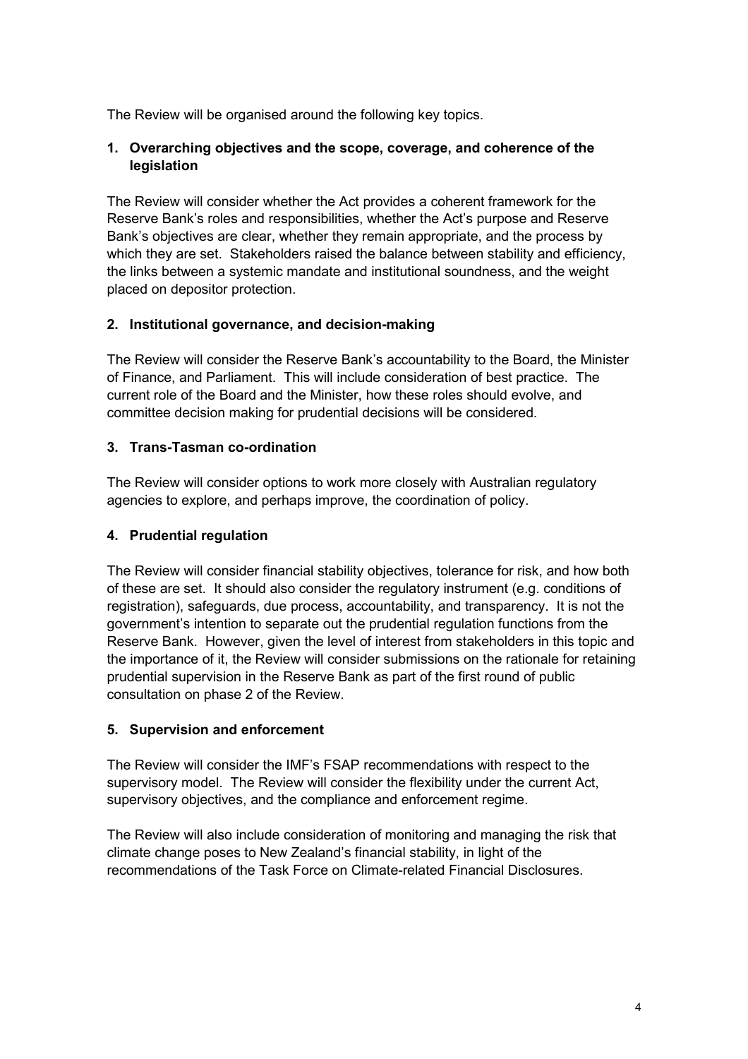The Review will be organised around the following key topics.

## 1. Overarching objectives and the scope, coverage, and coherence of the legislation

The Review will consider whether the Act provides a coherent framework for the Reserve Bank's roles and responsibilities, whether the Act's purpose and Reserve Bank's objectives are clear, whether they remain appropriate, and the process by which they are set. Stakeholders raised the balance between stability and efficiency, the links between a systemic mandate and institutional soundness, and the weight placed on depositor protection.

## 2. Institutional governance, and decision-making

The Review will consider the Reserve Bank's accountability to the Board, the Minister of Finance, and Parliament. This will include consideration of best practice. The current role of the Board and the Minister, how these roles should evolve, and committee decision making for prudential decisions will be considered.

## 3. Trans-Tasman co-ordination

The Review will consider options to work more closely with Australian regulatory agencies to explore, and perhaps improve, the coordination of policy.

## 4. Prudential regulation

The Review will consider financial stability objectives, tolerance for risk, and how both of these are set. It should also consider the regulatory instrument (e.g. conditions of registration), safeguards, due process, accountability, and transparency. It is not the government's intention to separate out the prudential regulation functions from the Reserve Bank. However, given the level of interest from stakeholders in this topic and the importance of it, the Review will consider submissions on the rationale for retaining prudential supervision in the Reserve Bank as part of the first round of public consultation on phase 2 of the Review.

## 5. Supervision and enforcement

The Review will consider the IMF's FSAP recommendations with respect to the supervisory model. The Review will consider the flexibility under the current Act, supervisory objectives, and the compliance and enforcement regime.

The Review will also include consideration of monitoring and managing the risk that climate change poses to New Zealand's financial stability, in light of the recommendations of the Task Force on Climate-related Financial Disclosures.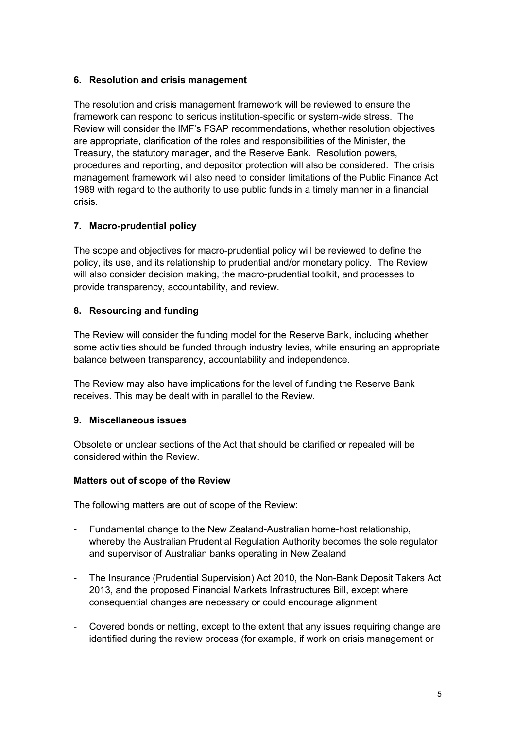### 6. Resolution and crisis management

The resolution and crisis management framework will be reviewed to ensure the framework can respond to serious institution-specific or system-wide stress. The Review will consider the IMF's FSAP recommendations, whether resolution objectives are appropriate, clarification of the roles and responsibilities of the Minister, the Treasury, the statutory manager, and the Reserve Bank. Resolution powers, procedures and reporting, and depositor protection will also be considered. The crisis management framework will also need to consider limitations of the Public Finance Act 1989 with regard to the authority to use public funds in a timely manner in a financial crisis.

### 7. Macro-prudential policy

The scope and objectives for macro-prudential policy will be reviewed to define the policy, its use, and its relationship to prudential and/or monetary policy. The Review will also consider decision making, the macro-prudential toolkit, and processes to provide transparency, accountability, and review.

### 8. Resourcing and funding

The Review will consider the funding model for the Reserve Bank, including whether some activities should be funded through industry levies, while ensuring an appropriate balance between transparency, accountability and independence.

The Review may also have implications for the level of funding the Reserve Bank receives. This may be dealt with in parallel to the Review.

### 9. Miscellaneous issues

Obsolete or unclear sections of the Act that should be clarified or repealed will be considered within the Review.

### Matters out of scope of the Review

The following matters are out of scope of the Review:

- Fundamental change to the New Zealand-Australian home-host relationship, whereby the Australian Prudential Regulation Authority becomes the sole regulator and supervisor of Australian banks operating in New Zealand
- The Insurance (Prudential Supervision) Act 2010, the Non-Bank Deposit Takers Act 2013, and the proposed Financial Markets Infrastructures Bill, except where consequential changes are necessary or could encourage alignment
- Covered bonds or netting, except to the extent that any issues requiring change are identified during the review process (for example, if work on crisis management or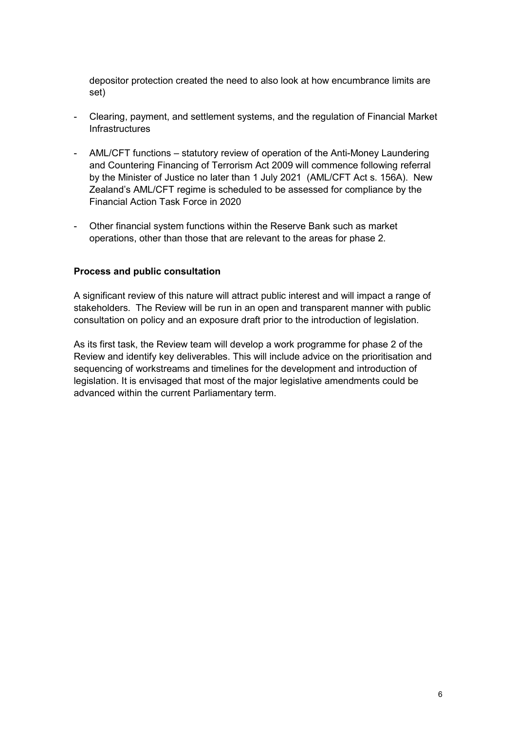depositor protection created the need to also look at how encumbrance limits are set)

- Clearing, payment, and settlement systems, and the regulation of Financial Market Infrastructures
- AML/CFT functions – statutory review of operation of the Anti-Money Laundering and Countering Financing of Terrorism Act 2009 will commence following referral by the Minister of Justice no later than 1 July 2021 (AML/CFT Act s. 156A). New Zealand's AML/CFT regime is scheduled to be assessed for compliance by the Financial Action Task Force in 2020
- Other financial system functions within the Reserve Bank such as market operations, other than those that are relevant to the areas for phase 2.

**Process and public consultation**

A significant review of this nature will attract public interest and will impact a range of stakeholders. The Review will be run in an open and transparent manner with public consultation on policy and an exposure draft prior to the introduction of legislation.

As its first task, the Review team will develop a work programme for phase 2 of the Review and identify key deliverables. This will include advice on the prioritisation and sequencing of workstreams and timelines for the development and introduction of legislation. It is envisaged that most of the major legislative amendments could be advanced within the current Parliamentary term.